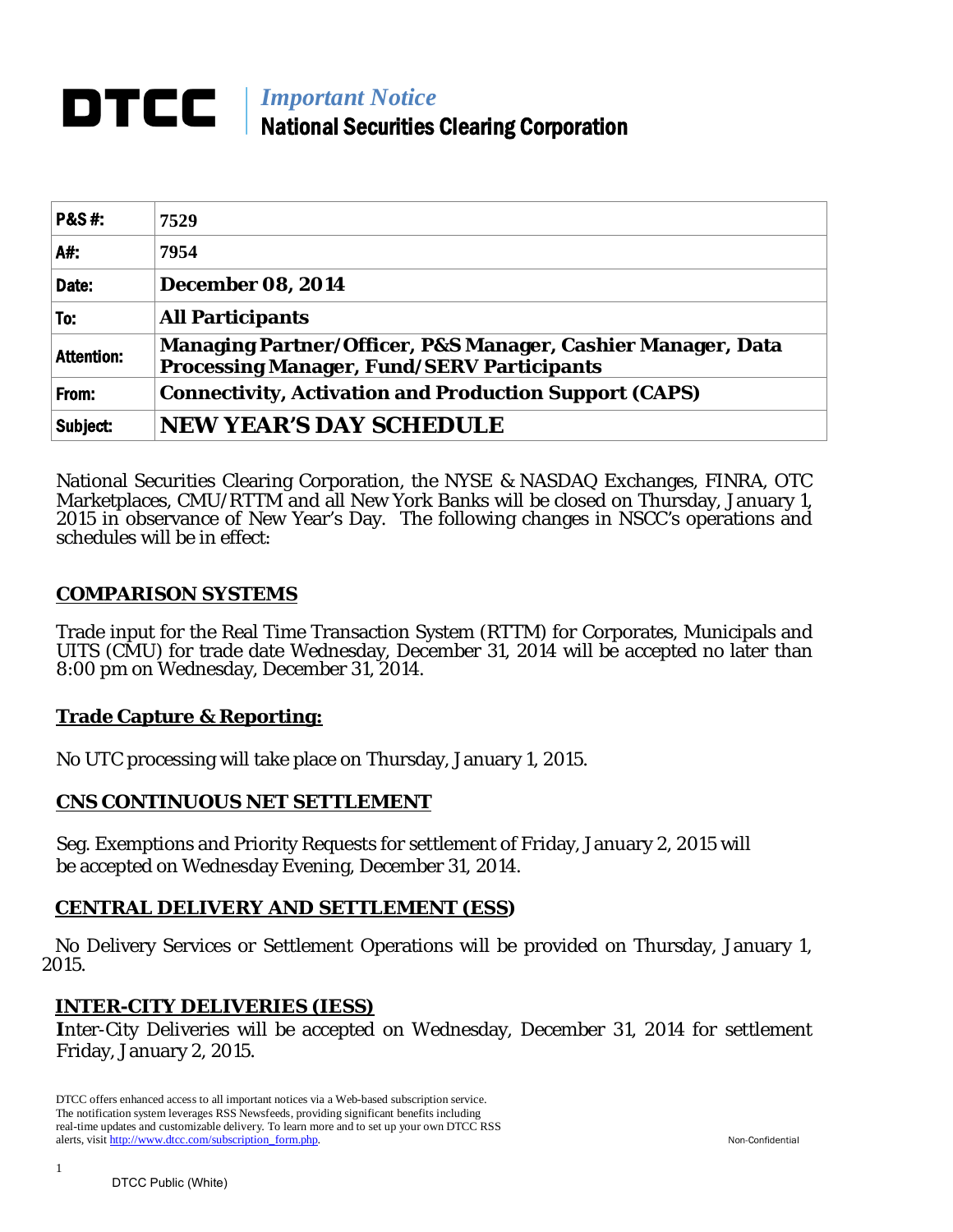# DTCC

*Important Notice*

**National Securities Clearing Corporation**

| | |
|---|---|
| **P&S #:** | 7529 |
| **A#:** | 7954 |
| **Date:** | **December 08, 2014** |
| **To:** | **All Participants** |
| **Attention:** | **Managing Partner/Officer, P&S Manager, Cashier Manager, Data Processing Manager, Fund/SERV Participants** |
| **From:** | **Connectivity, Activation and Production Support (CAPS)** |
| **Subject:** | **NEW YEAR'S DAY SCHEDULE** |

National Securities Clearing Corporation, the NYSE & NASDAQ Exchanges, FINRA, OTC Marketplaces, CMU/RTTM and all New York Banks will be closed on Thursday, January 1, 2015 in observance of New Year's Day. The following changes in NSCC's operations and schedules will be in effect:

## COMPARISON SYSTEMS

Trade input for the Real Time Transaction System (RTTM) for Corporates, Municipals and UITS (CMU) for trade date Wednesday, December 31, 2014 will be accepted no later than 8:00 pm on Wednesday, December 31, 2014.

## Trade Capture & Reporting:

No UTC processing will take place on Thursday, January 1, 2015.

## CNS CONTINUOUS NET SETTLEMENT

Seg. Exemptions and Priority Requests for settlement of Friday, January 2, 2015 will be accepted on Wednesday Evening, December 31, 2014.

## CENTRAL DELIVERY AND SETTLEMENT (ESS)

No Delivery Services or Settlement Operations will be provided on Thursday, January 1, 2015.

## INTER-CITY DELIVERIES (IESS)

Inter-City Deliveries will be accepted on Wednesday, December 31, 2014 for settlement Friday, January 2, 2015.

DTCC offers enhanced access to all important notices via a Web-based subscription service. The notification system leverages RSS Newsfeeds, providing significant benefits including real-time updates and customizable delivery. To learn more and to set up your own DTCC RSS alerts, visit http://www.dtcc.com/subscription_form.php.

Non-Confidential

DTCC Public (White)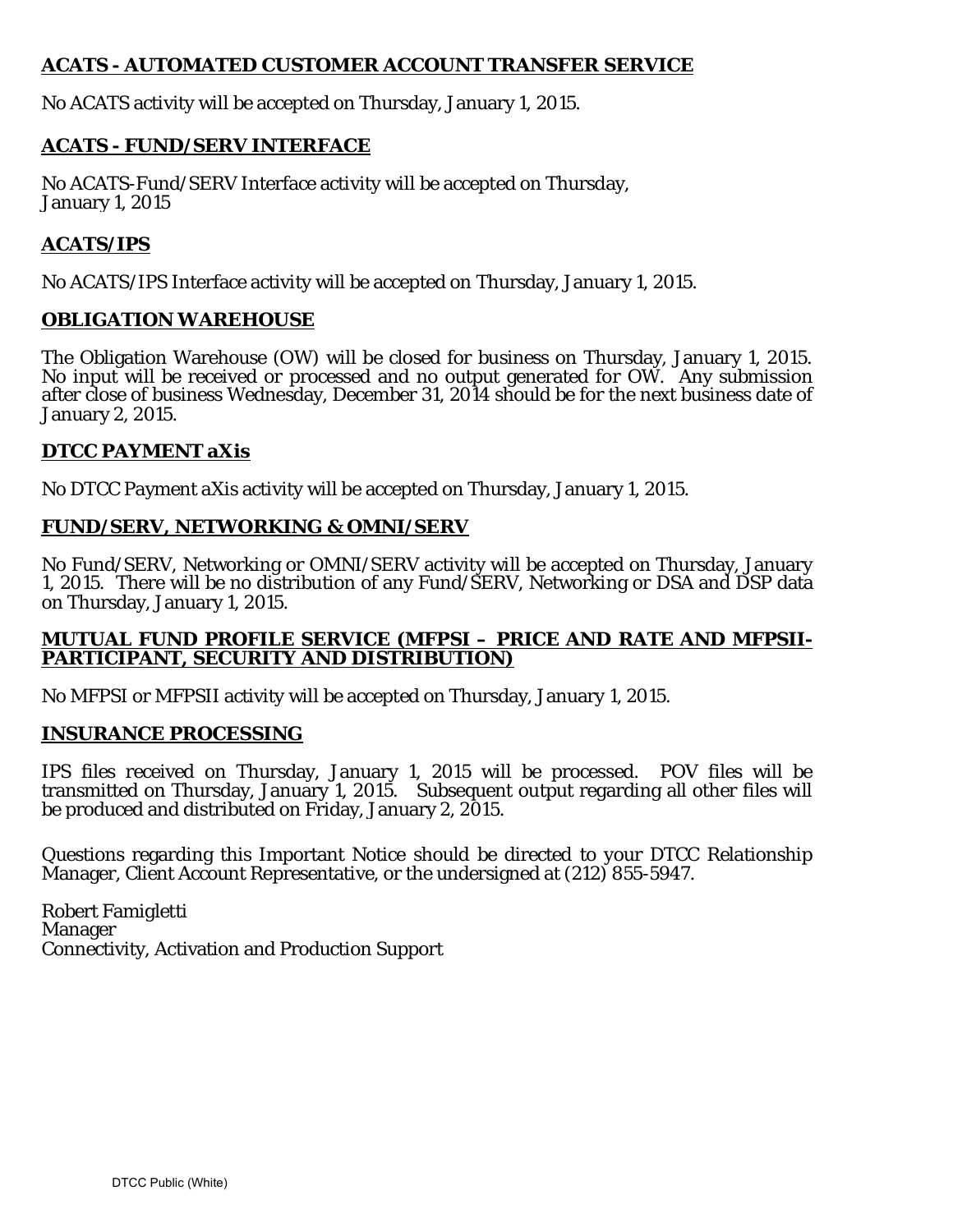## ACATS - AUTOMATED CUSTOMER ACCOUNT TRANSFER SERVICE

No ACATS activity will be accepted on Thursday, January 1, 2015.

## ACATS - FUND/SERV INTERFACE

No ACATS-Fund/SERV Interface activity will be accepted on Thursday, January 1, 2015

## ACATS/IPS

No ACATS/IPS Interface activity will be accepted on Thursday, January 1, 2015.

## OBLIGATION WAREHOUSE

The Obligation Warehouse (OW) will be closed for business on Thursday, January 1, 2015. No input will be received or processed and no output generated for OW. Any submission after close of business Wednesday, December 31, 2014 should be for the next business date of January 2, 2015.

## DTCC PAYMENT aXis

No DTCC Payment aXis activity will be accepted on Thursday, January 1, 2015.

## FUND/SERV, NETWORKING & OMNI/SERV

No Fund/SERV, Networking or OMNI/SERV activity will be accepted on Thursday, January 1, 2015. There will be no distribution of any Fund/SERV, Networking or DSA and DSP data on Thursday, January 1, 2015.

## MUTUAL FUND PROFILE SERVICE (MFPSI – PRICE AND RATE AND MFPSII-PARTICIPANT, SECURITY AND DISTRIBUTION)

No MFPSI or MFPSII activity will be accepted on Thursday, January 1, 2015.

## INSURANCE PROCESSING

IPS files received on Thursday, January 1, 2015 will be processed. POV files will be transmitted on Thursday, January 1, 2015. Subsequent output regarding all other files will be produced and distributed on Friday, January 2, 2015.

Questions regarding this Important Notice should be directed to your DTCC Relationship Manager, Client Account Representative, or the undersigned at (212) 855-5947.

Robert Famigletti
Manager
Connectivity, Activation and Production Support

DTCC Public (White)